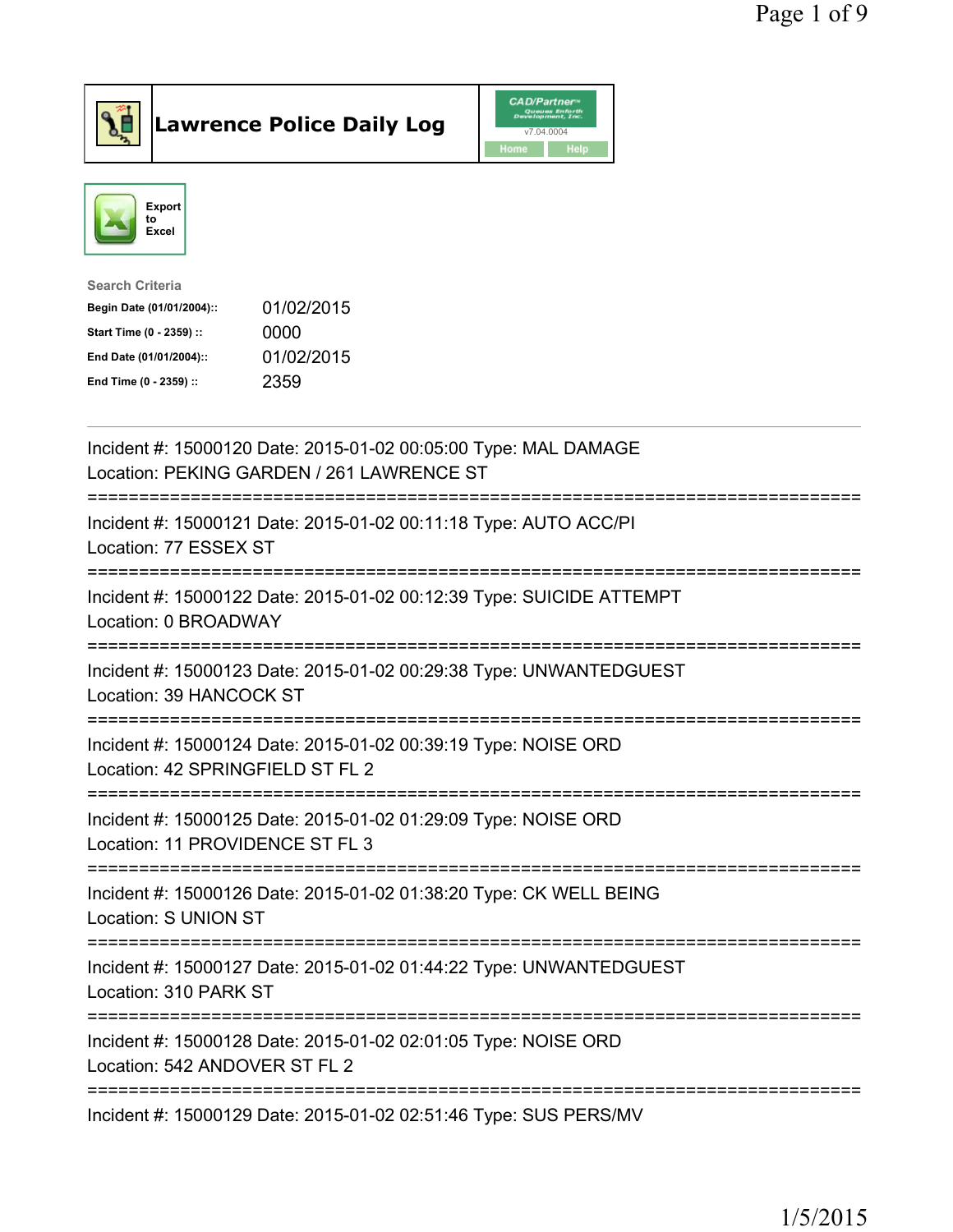# Lawrence Police Daily Log

CAD/Partner v7.04.0004

Home Help

Export to Excel

**Search Criteria**

| | |
|---|---|
| **Begin Date (01/01/2004)::** | 01/02/2015 |
| **Start Time (0 - 2359) ::** | 0000 |
| **End Date (01/01/2004)::** | 01/02/2015 |
| **End Time (0 - 2359) ::** | 2359 |

---

Incident #: 15000120 Date: 2015-01-02 00:05:00 Type: MAL DAMAGE
Location: PEKING GARDEN / 261 LAWRENCE ST

===========================================================================

Incident #: 15000121 Date: 2015-01-02 00:11:18 Type: AUTO ACC/PI
Location: 77 ESSEX ST

===========================================================================

Incident #: 15000122 Date: 2015-01-02 00:12:39 Type: SUICIDE ATTEMPT
Location: 0 BROADWAY

===========================================================================

Incident #: 15000123 Date: 2015-01-02 00:29:38 Type: UNWANTEDGUEST
Location: 39 HANCOCK ST

===========================================================================

Incident #: 15000124 Date: 2015-01-02 00:39:19 Type: NOISE ORD
Location: 42 SPRINGFIELD ST FL 2

===========================================================================

Incident #: 15000125 Date: 2015-01-02 01:29:09 Type: NOISE ORD
Location: 11 PROVIDENCE ST FL 3

===========================================================================

Incident #: 15000126 Date: 2015-01-02 01:38:20 Type: CK WELL BEING
Location: S UNION ST

===========================================================================

Incident #: 15000127 Date: 2015-01-02 01:44:22 Type: UNWANTEDGUEST
Location: 310 PARK ST

===========================================================================

Incident #: 15000128 Date: 2015-01-02 02:01:05 Type: NOISE ORD
Location: 542 ANDOVER ST FL 2

===========================================================================

Incident #: 15000129 Date: 2015-01-02 02:51:46 Type: SUS PERS/MV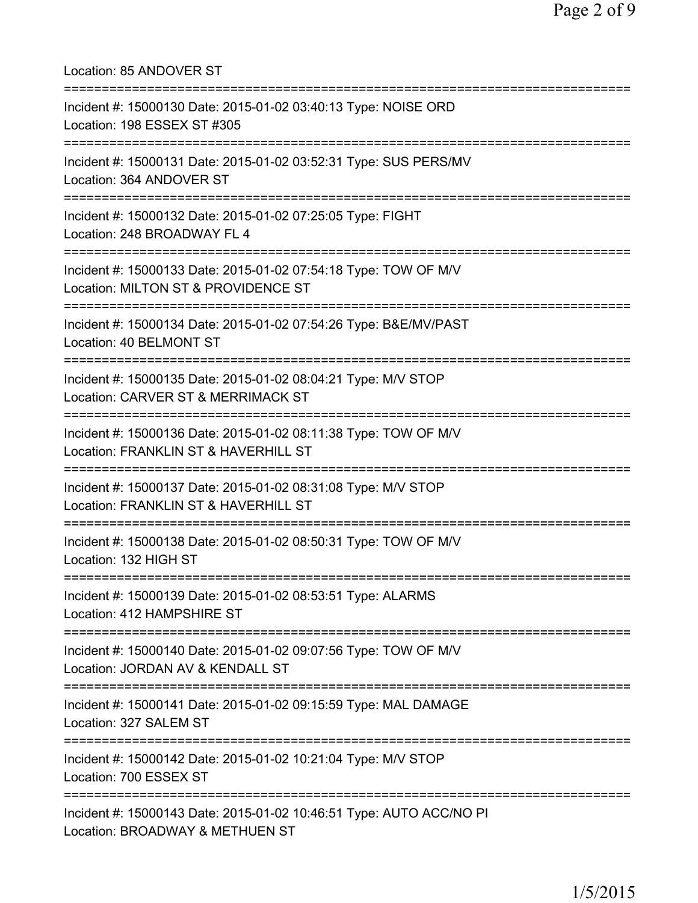Location: 85 ANDOVER ST

===========================================================================

Incident #: 15000130 Date: 2015-01-02 03:40:13 Type: NOISE ORD
Location: 198 ESSEX ST #305

===========================================================================

Incident #: 15000131 Date: 2015-01-02 03:52:31 Type: SUS PERS/MV
Location: 364 ANDOVER ST

===========================================================================

Incident #: 15000132 Date: 2015-01-02 07:25:05 Type: FIGHT
Location: 248 BROADWAY FL 4

===========================================================================

Incident #: 15000133 Date: 2015-01-02 07:54:18 Type: TOW OF M/V
Location: MILTON ST & PROVIDENCE ST

===========================================================================

Incident #: 15000134 Date: 2015-01-02 07:54:26 Type: B&E/MV/PAST
Location: 40 BELMONT ST

===========================================================================

Incident #: 15000135 Date: 2015-01-02 08:04:21 Type: M/V STOP
Location: CARVER ST & MERRIMACK ST

===========================================================================

Incident #: 15000136 Date: 2015-01-02 08:11:38 Type: TOW OF M/V
Location: FRANKLIN ST & HAVERHILL ST

===========================================================================

Incident #: 15000137 Date: 2015-01-02 08:31:08 Type: M/V STOP
Location: FRANKLIN ST & HAVERHILL ST

===========================================================================

Incident #: 15000138 Date: 2015-01-02 08:50:31 Type: TOW OF M/V
Location: 132 HIGH ST

===========================================================================

Incident #: 15000139 Date: 2015-01-02 08:53:51 Type: ALARMS
Location: 412 HAMPSHIRE ST

===========================================================================

Incident #: 15000140 Date: 2015-01-02 09:07:56 Type: TOW OF M/V
Location: JORDAN AV & KENDALL ST

===========================================================================

Incident #: 15000141 Date: 2015-01-02 09:15:59 Type: MAL DAMAGE
Location: 327 SALEM ST

===========================================================================

Incident #: 15000142 Date: 2015-01-02 10:21:04 Type: M/V STOP
Location: 700 ESSEX ST

===========================================================================

Incident #: 15000143 Date: 2015-01-02 10:46:51 Type: AUTO ACC/NO PI
Location: BROADWAY & METHUEN ST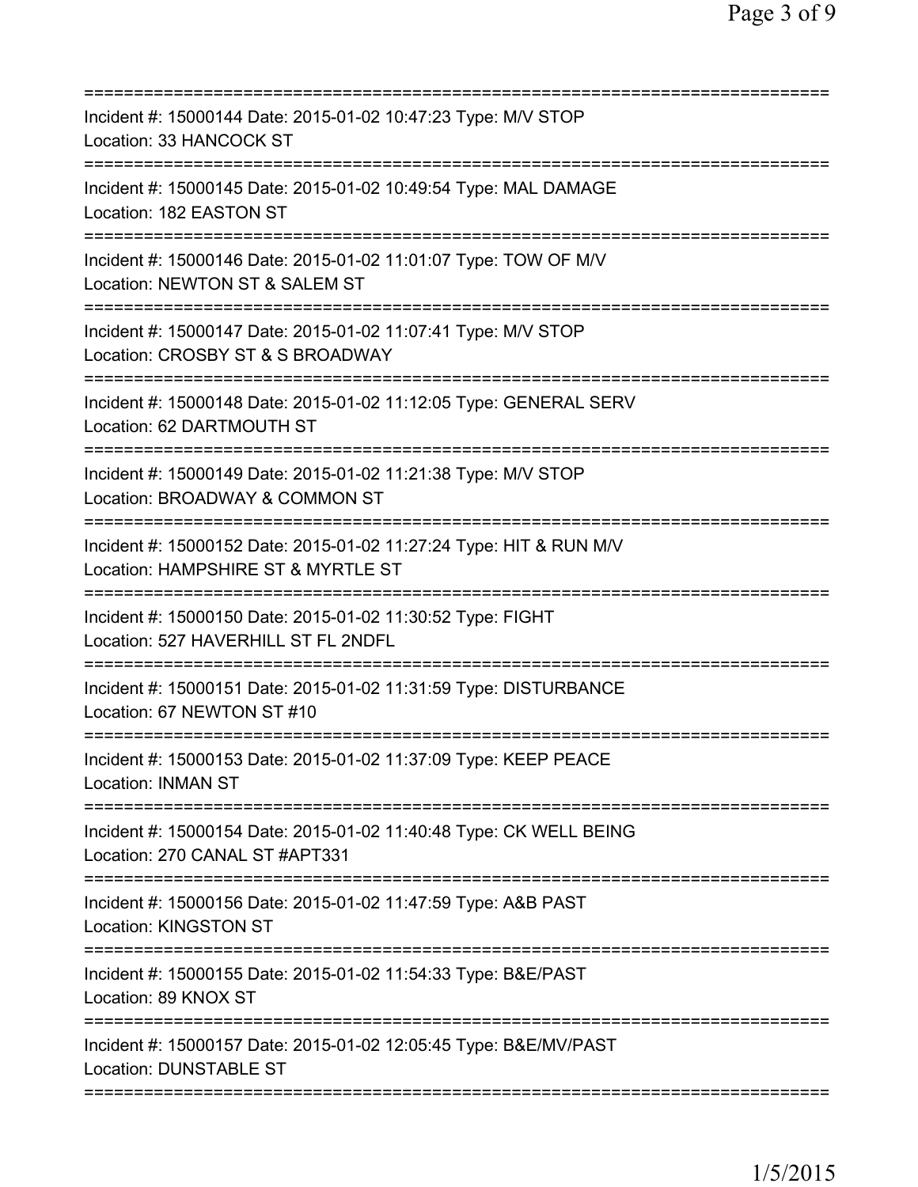===========================================================================
Incident #: 15000144 Date: 2015-01-02 10:47:23 Type: M/V STOP
Location: 33 HANCOCK ST
===========================================================================
Incident #: 15000145 Date: 2015-01-02 10:49:54 Type: MAL DAMAGE
Location: 182 EASTON ST
===========================================================================
Incident #: 15000146 Date: 2015-01-02 11:01:07 Type: TOW OF M/V
Location: NEWTON ST & SALEM ST
===========================================================================
Incident #: 15000147 Date: 2015-01-02 11:07:41 Type: M/V STOP
Location: CROSBY ST & S BROADWAY
===========================================================================
Incident #: 15000148 Date: 2015-01-02 11:12:05 Type: GENERAL SERV
Location: 62 DARTMOUTH ST
===========================================================================
Incident #: 15000149 Date: 2015-01-02 11:21:38 Type: M/V STOP
Location: BROADWAY & COMMON ST
===========================================================================
Incident #: 15000152 Date: 2015-01-02 11:27:24 Type: HIT & RUN M/V
Location: HAMPSHIRE ST & MYRTLE ST
===========================================================================
Incident #: 15000150 Date: 2015-01-02 11:30:52 Type: FIGHT
Location: 527 HAVERHILL ST FL 2NDFL
===========================================================================
Incident #: 15000151 Date: 2015-01-02 11:31:59 Type: DISTURBANCE
Location: 67 NEWTON ST #10
===========================================================================
Incident #: 15000153 Date: 2015-01-02 11:37:09 Type: KEEP PEACE
Location: INMAN ST
===========================================================================
Incident #: 15000154 Date: 2015-01-02 11:40:48 Type: CK WELL BEING
Location: 270 CANAL ST #APT331
===========================================================================
Incident #: 15000156 Date: 2015-01-02 11:47:59 Type: A&B PAST
Location: KINGSTON ST
===========================================================================
Incident #: 15000155 Date: 2015-01-02 11:54:33 Type: B&E/PAST
Location: 89 KNOX ST
===========================================================================
Incident #: 15000157 Date: 2015-01-02 12:05:45 Type: B&E/MV/PAST
Location: DUNSTABLE ST
===========================================================================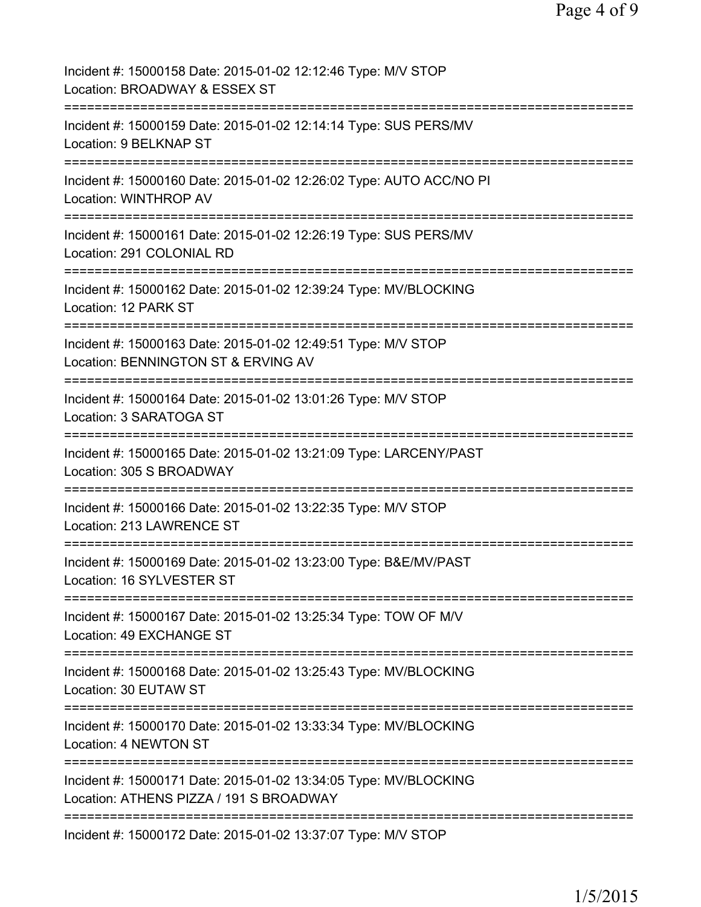Incident #: 15000158 Date: 2015-01-02 12:12:46 Type: M/V STOP
Location: BROADWAY & ESSEX ST
===========================================================================
Incident #: 15000159 Date: 2015-01-02 12:14:14 Type: SUS PERS/MV
Location: 9 BELKNAP ST
===========================================================================
Incident #: 15000160 Date: 2015-01-02 12:26:02 Type: AUTO ACC/NO PI
Location: WINTHROP AV
===========================================================================
Incident #: 15000161 Date: 2015-01-02 12:26:19 Type: SUS PERS/MV
Location: 291 COLONIAL RD
===========================================================================
Incident #: 15000162 Date: 2015-01-02 12:39:24 Type: MV/BLOCKING
Location: 12 PARK ST
===========================================================================
Incident #: 15000163 Date: 2015-01-02 12:49:51 Type: M/V STOP
Location: BENNINGTON ST & ERVING AV
===========================================================================
Incident #: 15000164 Date: 2015-01-02 13:01:26 Type: M/V STOP
Location: 3 SARATOGA ST
===========================================================================
Incident #: 15000165 Date: 2015-01-02 13:21:09 Type: LARCENY/PAST
Location: 305 S BROADWAY
===========================================================================
Incident #: 15000166 Date: 2015-01-02 13:22:35 Type: M/V STOP
Location: 213 LAWRENCE ST
===========================================================================
Incident #: 15000169 Date: 2015-01-02 13:23:00 Type: B&E/MV/PAST
Location: 16 SYLVESTER ST
===========================================================================
Incident #: 15000167 Date: 2015-01-02 13:25:34 Type: TOW OF M/V
Location: 49 EXCHANGE ST
===========================================================================
Incident #: 15000168 Date: 2015-01-02 13:25:43 Type: MV/BLOCKING
Location: 30 EUTAW ST
===========================================================================
Incident #: 15000170 Date: 2015-01-02 13:33:34 Type: MV/BLOCKING
Location: 4 NEWTON ST
===========================================================================
Incident #: 15000171 Date: 2015-01-02 13:34:05 Type: MV/BLOCKING
Location: ATHENS PIZZA / 191 S BROADWAY
===========================================================================
Incident #: 15000172 Date: 2015-01-02 13:37:07 Type: M/V STOP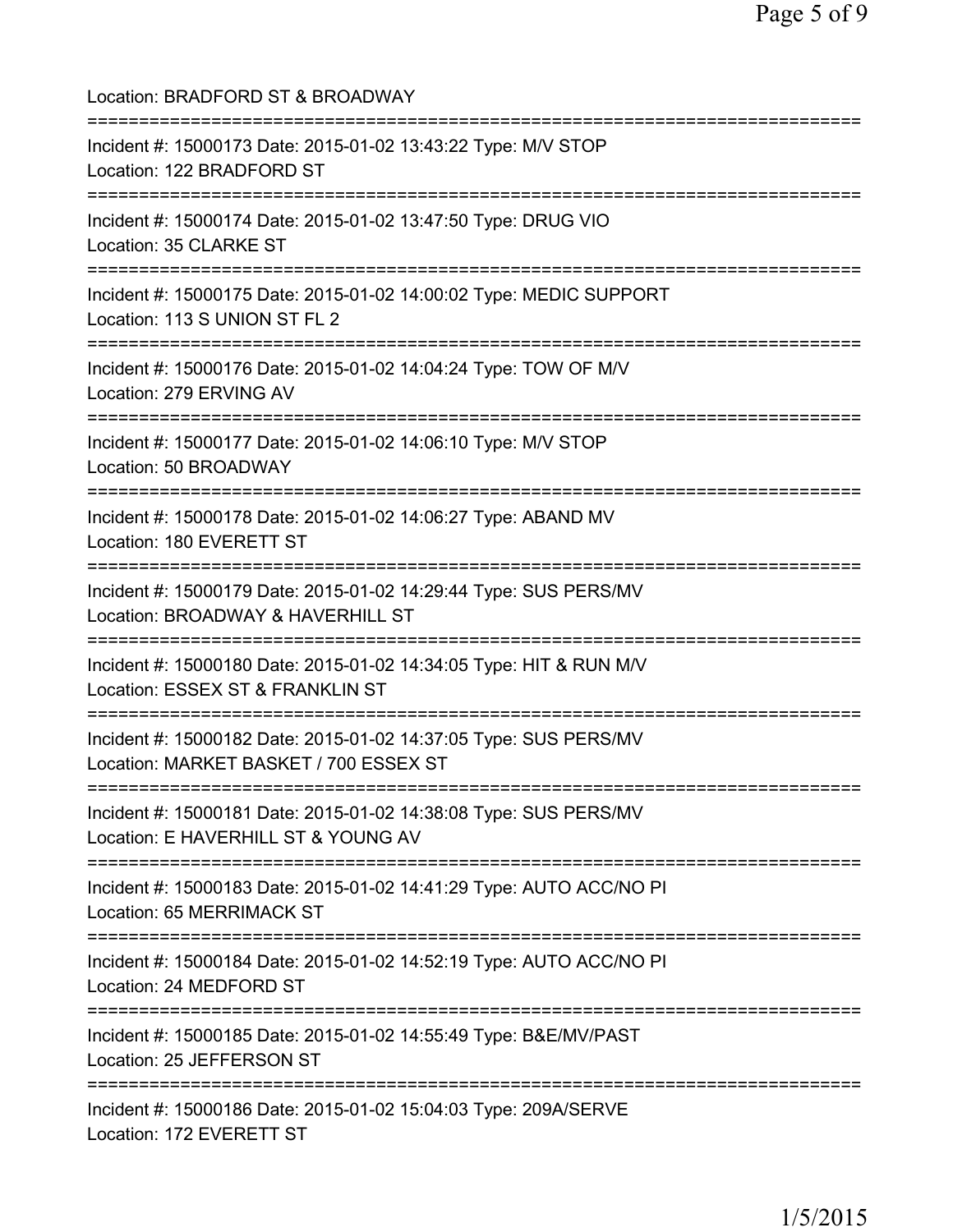Location: BRADFORD ST & BROADWAY

===========================================================================

Incident #: 15000173 Date: 2015-01-02 13:43:22 Type: M/V STOP
Location: 122 BRADFORD ST

===========================================================================

Incident #: 15000174 Date: 2015-01-02 13:47:50 Type: DRUG VIO
Location: 35 CLARKE ST

===========================================================================

Incident #: 15000175 Date: 2015-01-02 14:00:02 Type: MEDIC SUPPORT
Location: 113 S UNION ST FL 2

===========================================================================

Incident #: 15000176 Date: 2015-01-02 14:04:24 Type: TOW OF M/V
Location: 279 ERVING AV

===========================================================================

Incident #: 15000177 Date: 2015-01-02 14:06:10 Type: M/V STOP
Location: 50 BROADWAY

===========================================================================

Incident #: 15000178 Date: 2015-01-02 14:06:27 Type: ABAND MV
Location: 180 EVERETT ST

===========================================================================

Incident #: 15000179 Date: 2015-01-02 14:29:44 Type: SUS PERS/MV
Location: BROADWAY & HAVERHILL ST

===========================================================================

Incident #: 15000180 Date: 2015-01-02 14:34:05 Type: HIT & RUN M/V
Location: ESSEX ST & FRANKLIN ST

===========================================================================

Incident #: 15000182 Date: 2015-01-02 14:37:05 Type: SUS PERS/MV
Location: MARKET BASKET / 700 ESSEX ST

===========================================================================

Incident #: 15000181 Date: 2015-01-02 14:38:08 Type: SUS PERS/MV
Location: E HAVERHILL ST & YOUNG AV

===========================================================================

Incident #: 15000183 Date: 2015-01-02 14:41:29 Type: AUTO ACC/NO PI
Location: 65 MERRIMACK ST

===========================================================================

Incident #: 15000184 Date: 2015-01-02 14:52:19 Type: AUTO ACC/NO PI
Location: 24 MEDFORD ST

===========================================================================

Incident #: 15000185 Date: 2015-01-02 14:55:49 Type: B&E/MV/PAST
Location: 25 JEFFERSON ST

===========================================================================

Incident #: 15000186 Date: 2015-01-02 15:04:03 Type: 209A/SERVE
Location: 172 EVERETT ST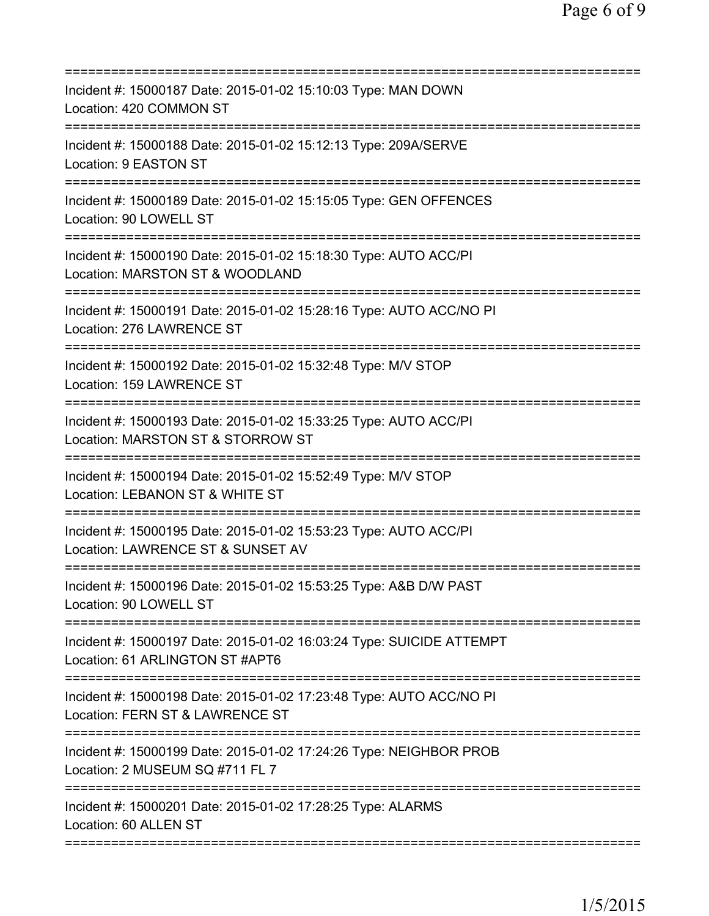===========================================================================
Incident #: 15000187 Date: 2015-01-02 15:10:03 Type: MAN DOWN
Location: 420 COMMON ST
===========================================================================
Incident #: 15000188 Date: 2015-01-02 15:12:13 Type: 209A/SERVE
Location: 9 EASTON ST
===========================================================================
Incident #: 15000189 Date: 2015-01-02 15:15:05 Type: GEN OFFENCES
Location: 90 LOWELL ST
===========================================================================
Incident #: 15000190 Date: 2015-01-02 15:18:30 Type: AUTO ACC/PI
Location: MARSTON ST & WOODLAND
===========================================================================
Incident #: 15000191 Date: 2015-01-02 15:28:16 Type: AUTO ACC/NO PI
Location: 276 LAWRENCE ST
===========================================================================
Incident #: 15000192 Date: 2015-01-02 15:32:48 Type: M/V STOP
Location: 159 LAWRENCE ST
===========================================================================
Incident #: 15000193 Date: 2015-01-02 15:33:25 Type: AUTO ACC/PI
Location: MARSTON ST & STORROW ST
===========================================================================
Incident #: 15000194 Date: 2015-01-02 15:52:49 Type: M/V STOP
Location: LEBANON ST & WHITE ST
===========================================================================
Incident #: 15000195 Date: 2015-01-02 15:53:23 Type: AUTO ACC/PI
Location: LAWRENCE ST & SUNSET AV
===========================================================================
Incident #: 15000196 Date: 2015-01-02 15:53:25 Type: A&B D/W PAST
Location: 90 LOWELL ST
===========================================================================
Incident #: 15000197 Date: 2015-01-02 16:03:24 Type: SUICIDE ATTEMPT
Location: 61 ARLINGTON ST #APT6
===========================================================================
Incident #: 15000198 Date: 2015-01-02 17:23:48 Type: AUTO ACC/NO PI
Location: FERN ST & LAWRENCE ST
===========================================================================
Incident #: 15000199 Date: 2015-01-02 17:24:26 Type: NEIGHBOR PROB
Location: 2 MUSEUM SQ #711 FL 7
===========================================================================
Incident #: 15000201 Date: 2015-01-02 17:28:25 Type: ALARMS
Location: 60 ALLEN ST
===========================================================================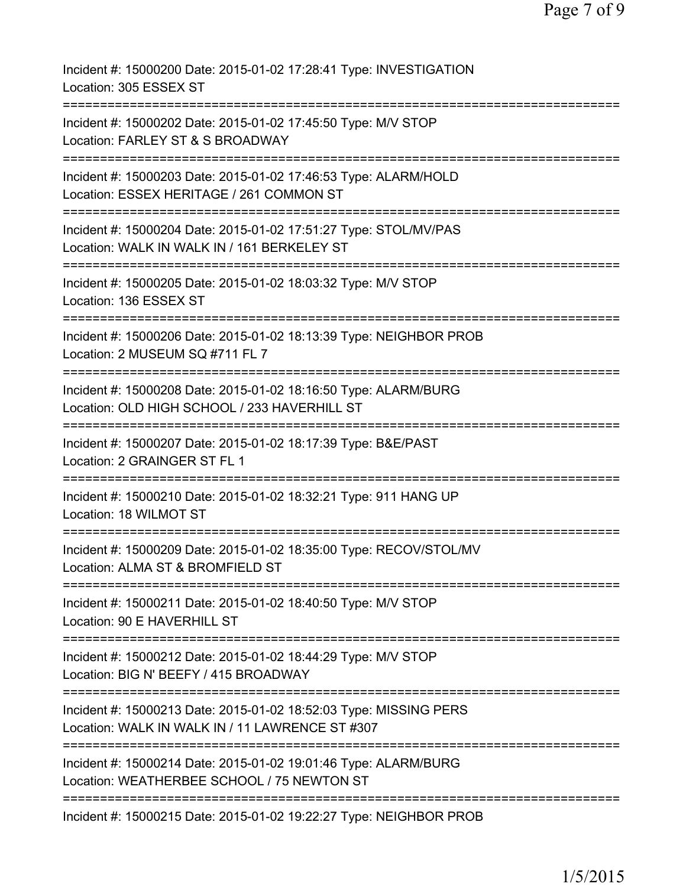Incident #: 15000200 Date: 2015-01-02 17:28:41 Type: INVESTIGATION
Location: 305 ESSEX ST
===========================================================================
Incident #: 15000202 Date: 2015-01-02 17:45:50 Type: M/V STOP
Location: FARLEY ST & S BROADWAY
===========================================================================
Incident #: 15000203 Date: 2015-01-02 17:46:53 Type: ALARM/HOLD
Location: ESSEX HERITAGE / 261 COMMON ST
===========================================================================
Incident #: 15000204 Date: 2015-01-02 17:51:27 Type: STOL/MV/PAS
Location: WALK IN WALK IN / 161 BERKELEY ST
===========================================================================
Incident #: 15000205 Date: 2015-01-02 18:03:32 Type: M/V STOP
Location: 136 ESSEX ST
===========================================================================
Incident #: 15000206 Date: 2015-01-02 18:13:39 Type: NEIGHBOR PROB
Location: 2 MUSEUM SQ #711 FL 7
===========================================================================
Incident #: 15000208 Date: 2015-01-02 18:16:50 Type: ALARM/BURG
Location: OLD HIGH SCHOOL / 233 HAVERHILL ST
===========================================================================
Incident #: 15000207 Date: 2015-01-02 18:17:39 Type: B&E/PAST
Location: 2 GRAINGER ST FL 1
===========================================================================
Incident #: 15000210 Date: 2015-01-02 18:32:21 Type: 911 HANG UP
Location: 18 WILMOT ST
===========================================================================
Incident #: 15000209 Date: 2015-01-02 18:35:00 Type: RECOV/STOL/MV
Location: ALMA ST & BROMFIELD ST
===========================================================================
Incident #: 15000211 Date: 2015-01-02 18:40:50 Type: M/V STOP
Location: 90 E HAVERHILL ST
===========================================================================
Incident #: 15000212 Date: 2015-01-02 18:44:29 Type: M/V STOP
Location: BIG N' BEEFY / 415 BROADWAY
===========================================================================
Incident #: 15000213 Date: 2015-01-02 18:52:03 Type: MISSING PERS
Location: WALK IN WALK IN / 11 LAWRENCE ST #307
===========================================================================
Incident #: 15000214 Date: 2015-01-02 19:01:46 Type: ALARM/BURG
Location: WEATHERBEE SCHOOL / 75 NEWTON ST
===========================================================================
Incident #: 15000215 Date: 2015-01-02 19:22:27 Type: NEIGHBOR PROB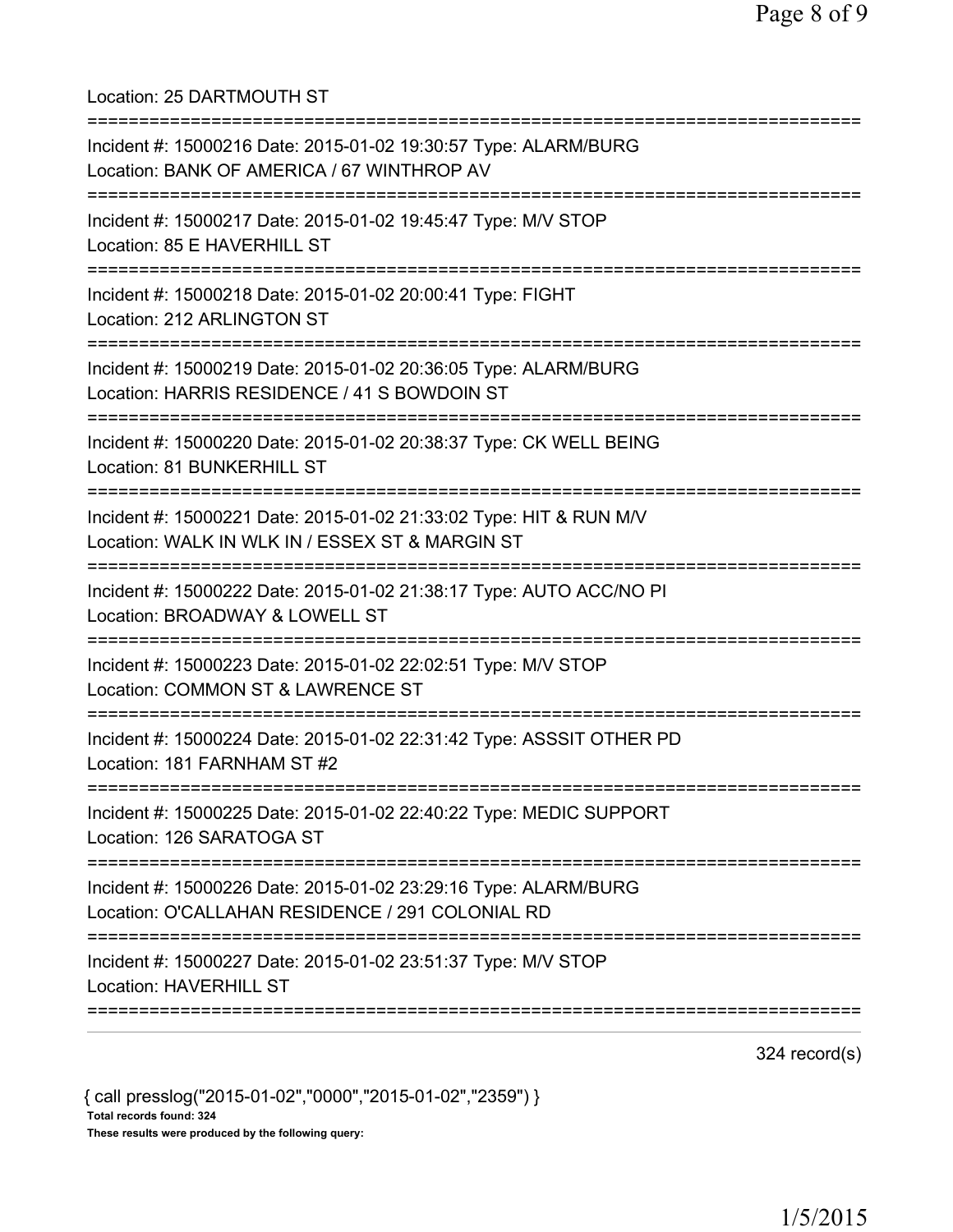Location: 25 DARTMOUTH ST

===========================================================================

Incident #: 15000216 Date: 2015-01-02 19:30:57 Type: ALARM/BURG
Location: BANK OF AMERICA / 67 WINTHROP AV

===========================================================================

Incident #: 15000217 Date: 2015-01-02 19:45:47 Type: M/V STOP
Location: 85 E HAVERHILL ST

===========================================================================

Incident #: 15000218 Date: 2015-01-02 20:00:41 Type: FIGHT
Location: 212 ARLINGTON ST

===========================================================================

Incident #: 15000219 Date: 2015-01-02 20:36:05 Type: ALARM/BURG
Location: HARRIS RESIDENCE / 41 S BOWDOIN ST

===========================================================================

Incident #: 15000220 Date: 2015-01-02 20:38:37 Type: CK WELL BEING
Location: 81 BUNKERHILL ST

===========================================================================

Incident #: 15000221 Date: 2015-01-02 21:33:02 Type: HIT & RUN M/V
Location: WALK IN WLK IN / ESSEX ST & MARGIN ST

===========================================================================

Incident #: 15000222 Date: 2015-01-02 21:38:17 Type: AUTO ACC/NO PI
Location: BROADWAY & LOWELL ST

===========================================================================

Incident #: 15000223 Date: 2015-01-02 22:02:51 Type: M/V STOP
Location: COMMON ST & LAWRENCE ST

===========================================================================

Incident #: 15000224 Date: 2015-01-02 22:31:42 Type: ASSSIT OTHER PD
Location: 181 FARNHAM ST #2

===========================================================================

Incident #: 15000225 Date: 2015-01-02 22:40:22 Type: MEDIC SUPPORT
Location: 126 SARATOGA ST

===========================================================================

Incident #: 15000226 Date: 2015-01-02 23:29:16 Type: ALARM/BURG
Location: O'CALLAHAN RESIDENCE / 291 COLONIAL RD

===========================================================================

Incident #: 15000227 Date: 2015-01-02 23:51:37 Type: M/V STOP
Location: HAVERHILL ST

===========================================================================

324 record(s)

{ call presslog("2015-01-02","0000","2015-01-02","2359") }

**Total records found: 324**

**These results were produced by the following query:**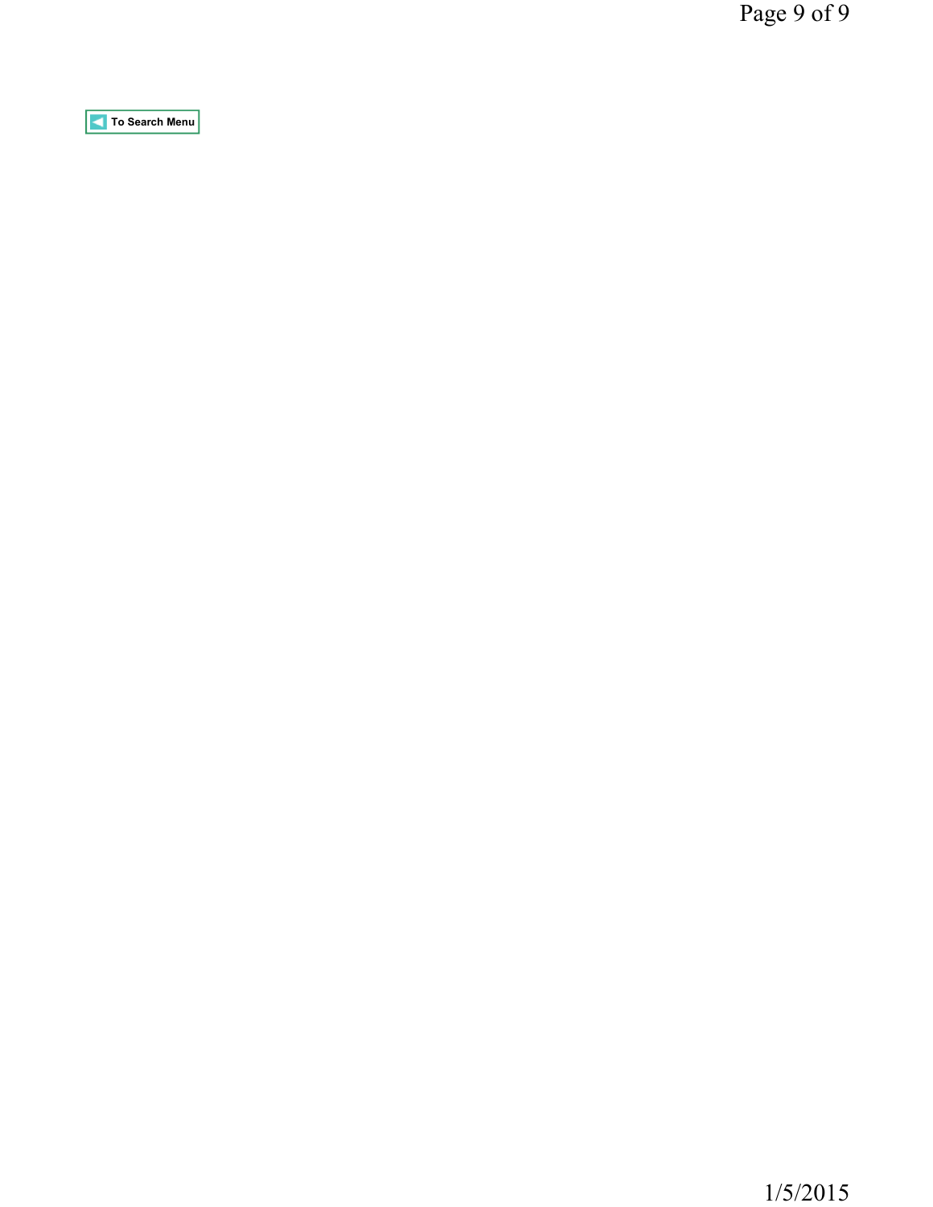To Search Menu